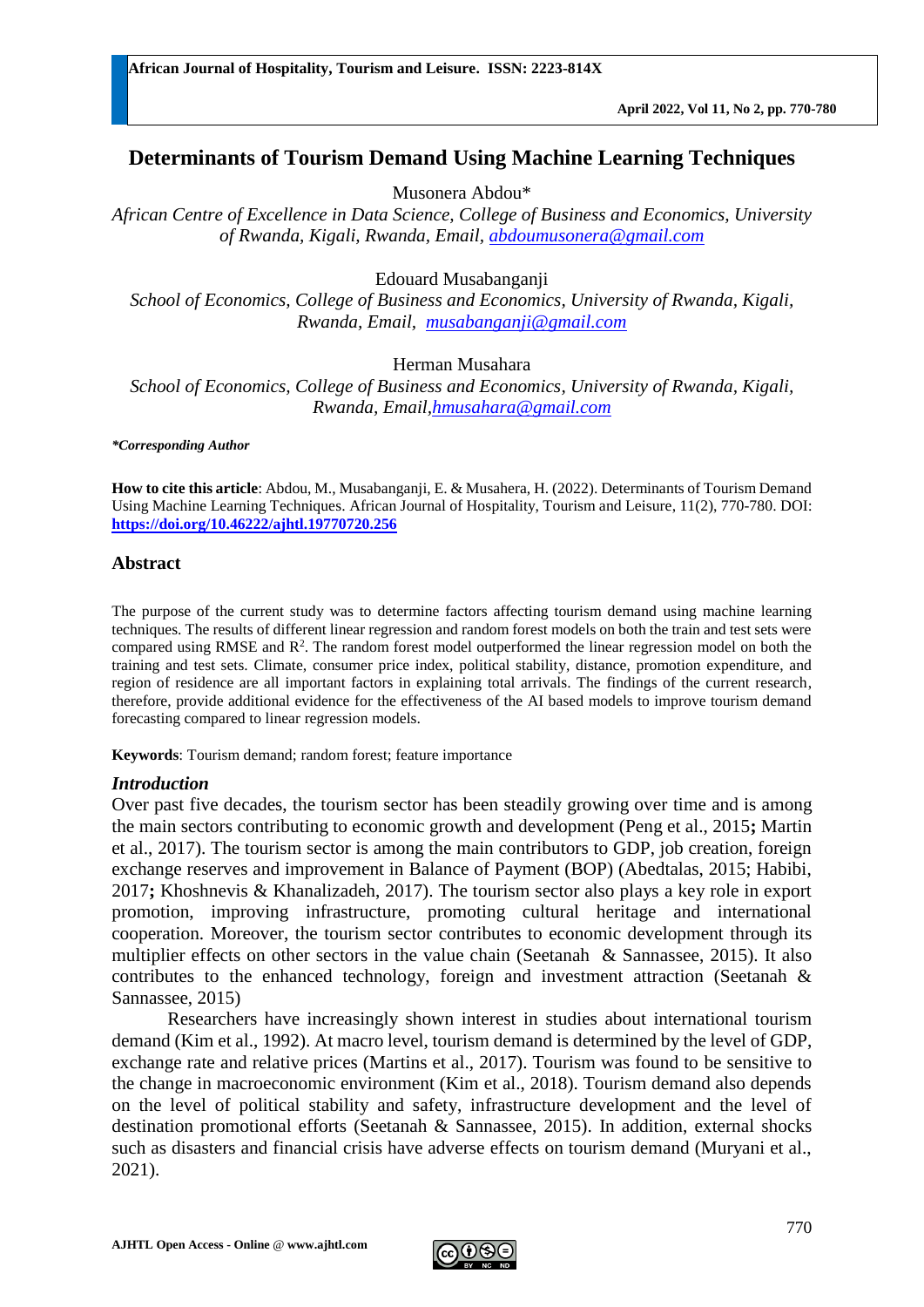# Determinants of Tourism Demand Using Machine Learning Techniques

Musonera Abdou*

*African Centre of Excellence in Data Science, College of Business and Economics, University of Rwanda, Kigali, Rwanda, Email, abdoumusonera@gmail.com*

Edouard Musabanganji

*School of Economics, College of Business and Economics, University of Rwanda, Kigali, Rwanda, Email, musabanganji@gmail.com*

Herman Musahara

*School of Economics, College of Business and Economics, University of Rwanda, Kigali, Rwanda, Email, hmusahara@gmail.com*

***Corresponding Author***

**How to cite this article**: Abdou, M., Musabanganji, E. & Musahera, H. (2022). Determinants of Tourism Demand Using Machine Learning Techniques. African Journal of Hospitality, Tourism and Leisure, 11(2), 770-780. DOI: **https://doi.org/10.46222/ajhtl.19770720.256**

## Abstract

The purpose of the current study was to determine factors affecting tourism demand using machine learning techniques. The results of different linear regression and random forest models on both the train and test sets were compared using RMSE and $R^2$. The random forest model outperformed the linear regression model on both the training and test sets. Climate, consumer price index, political stability, distance, promotion expenditure, and region of residence are all important factors in explaining total arrivals. The findings of the current research, therefore, provide additional evidence for the effectiveness of the AI based models to improve tourism demand forecasting compared to linear regression models.

**Keywords**: Tourism demand; random forest; feature importance

## *Introduction*

Over past five decades, the tourism sector has been steadily growing over time and is among the main sectors contributing to economic growth and development (Peng et al., 2015**;** Martin et al., 2017). The tourism sector is among the main contributors to GDP, job creation, foreign exchange reserves and improvement in Balance of Payment (BOP) (Abedtalas, 2015; Habibi, 2017**;** Khoshnevis & Khanalizadeh, 2017). The tourism sector also plays a key role in export promotion, improving infrastructure, promoting cultural heritage and international cooperation. Moreover, the tourism sector contributes to economic development through its multiplier effects on other sectors in the value chain (Seetanah & Sannassee, 2015). It also contributes to the enhanced technology, foreign and investment attraction (Seetanah & Sannassee, 2015)

Researchers have increasingly shown interest in studies about international tourism demand (Kim et al., 1992). At macro level, tourism demand is determined by the level of GDP, exchange rate and relative prices (Martins et al., 2017). Tourism was found to be sensitive to the change in macroeconomic environment (Kim et al., 2018). Tourism demand also depends on the level of political stability and safety, infrastructure development and the level of destination promotional efforts (Seetanah & Sannassee, 2015). In addition, external shocks such as disasters and financial crisis have adverse effects on tourism demand (Muryani et al., 2021).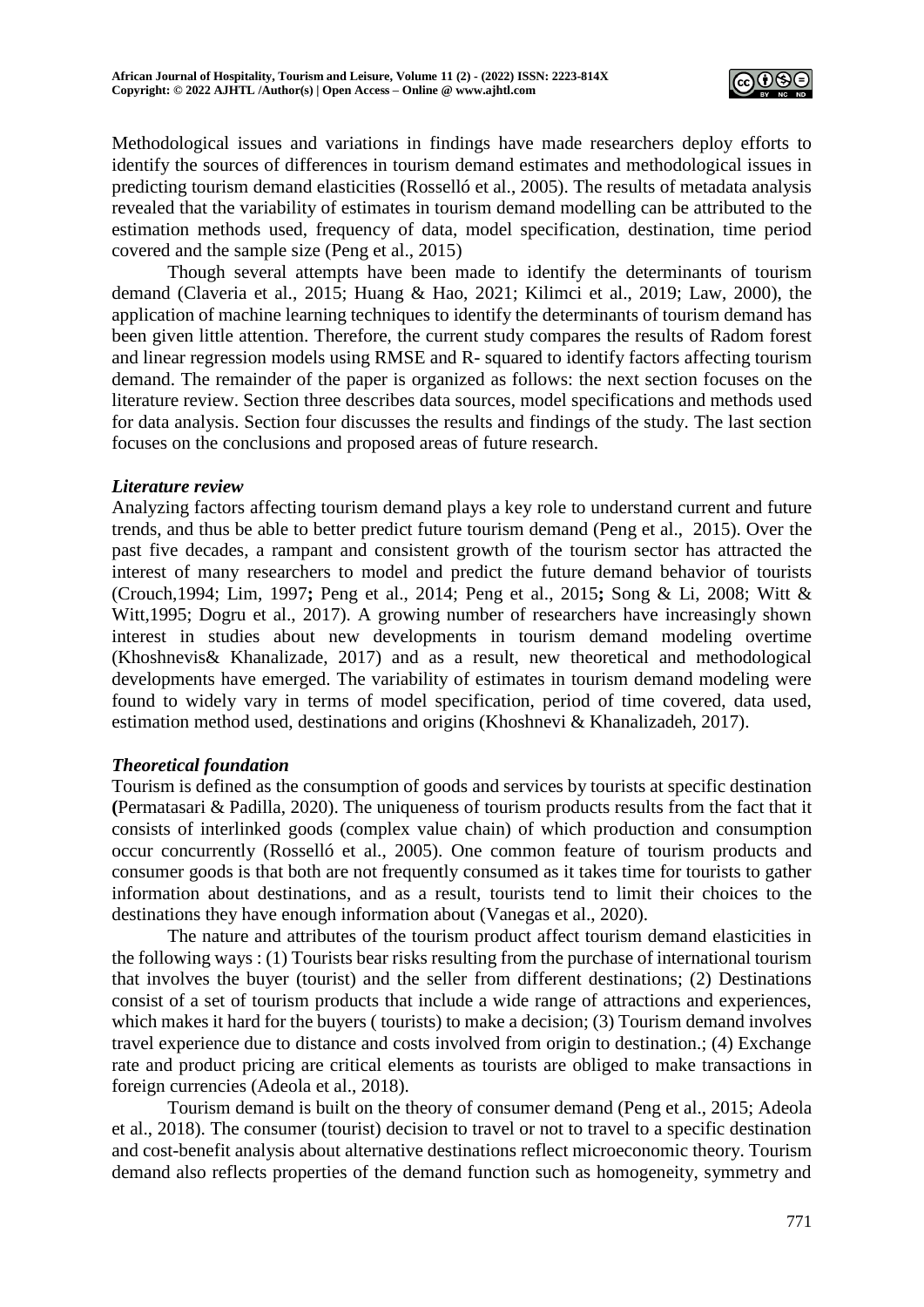Methodological issues and variations in findings have made researchers deploy efforts to identify the sources of differences in tourism demand estimates and methodological issues in predicting tourism demand elasticities (Rosselló et al., 2005). The results of metadata analysis revealed that the variability of estimates in tourism demand modelling can be attributed to the estimation methods used, frequency of data, model specification, destination, time period covered and the sample size (Peng et al., 2015)

Though several attempts have been made to identify the determinants of tourism demand (Claveria et al., 2015; Huang & Hao, 2021; Kilimci et al., 2019; Law, 2000), the application of machine learning techniques to identify the determinants of tourism demand has been given little attention. Therefore, the current study compares the results of Radom forest and linear regression models using RMSE and R- squared to identify factors affecting tourism demand. The remainder of the paper is organized as follows: the next section focuses on the literature review. Section three describes data sources, model specifications and methods used for data analysis. Section four discusses the results and findings of the study. The last section focuses on the conclusions and proposed areas of future research.

### *Literature review*

Analyzing factors affecting tourism demand plays a key role to understand current and future trends, and thus be able to better predict future tourism demand (Peng et al., 2015). Over the past five decades, a rampant and consistent growth of the tourism sector has attracted the interest of many researchers to model and predict the future demand behavior of tourists (Crouch,1994; Lim, 1997**;** Peng et al., 2014; Peng et al., 2015**;** Song & Li, 2008; Witt & Witt,1995; Dogru et al., 2017). A growing number of researchers have increasingly shown interest in studies about new developments in tourism demand modeling overtime (Khoshnevis& Khanalizade, 2017) and as a result, new theoretical and methodological developments have emerged. The variability of estimates in tourism demand modeling were found to widely vary in terms of model specification, period of time covered, data used, estimation method used, destinations and origins (Khoshnevi & Khanalizadeh, 2017).

### *Theoretical foundation*

Tourism is defined as the consumption of goods and services by tourists at specific destination **(**Permatasari & Padilla, 2020). The uniqueness of tourism products results from the fact that it consists of interlinked goods (complex value chain) of which production and consumption occur concurrently (Rosselló et al., 2005). One common feature of tourism products and consumer goods is that both are not frequently consumed as it takes time for tourists to gather information about destinations, and as a result, tourists tend to limit their choices to the destinations they have enough information about (Vanegas et al., 2020).

The nature and attributes of the tourism product affect tourism demand elasticities in the following ways : (1) Tourists bear risks resulting from the purchase of international tourism that involves the buyer (tourist) and the seller from different destinations; (2) Destinations consist of a set of tourism products that include a wide range of attractions and experiences, which makes it hard for the buyers ( tourists) to make a decision; (3) Tourism demand involves travel experience due to distance and costs involved from origin to destination.; (4) Exchange rate and product pricing are critical elements as tourists are obliged to make transactions in foreign currencies (Adeola et al., 2018).

Tourism demand is built on the theory of consumer demand (Peng et al., 2015; Adeola et al., 2018). The consumer (tourist) decision to travel or not to travel to a specific destination and cost-benefit analysis about alternative destinations reflect microeconomic theory. Tourism demand also reflects properties of the demand function such as homogeneity, symmetry and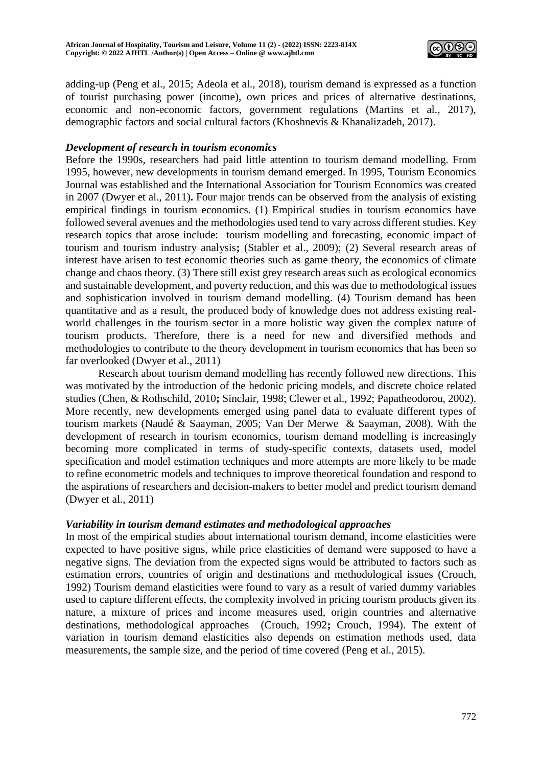adding-up (Peng et al., 2015; Adeola et al., 2018), tourism demand is expressed as a function of tourist purchasing power (income), own prices and prices of alternative destinations, economic and non-economic factors, government regulations (Martins et al., 2017), demographic factors and social cultural factors (Khoshnevis & Khanalizadeh, 2017).

***Development of research in tourism economics***

Before the 1990s, researchers had paid little attention to tourism demand modelling. From 1995, however, new developments in tourism demand emerged. In 1995, Tourism Economics Journal was established and the International Association for Tourism Economics was created in 2007 (Dwyer et al., 2011)**.** Four major trends can be observed from the analysis of existing empirical findings in tourism economics. (1) Empirical studies in tourism economics have followed several avenues and the methodologies used tend to vary across different studies. Key research topics that arose include: tourism modelling and forecasting, economic impact of tourism and tourism industry analysis**;** (Stabler et al., 2009); (2) Several research areas of interest have arisen to test economic theories such as game theory, the economics of climate change and chaos theory. (3) There still exist grey research areas such as ecological economics and sustainable development, and poverty reduction, and this was due to methodological issues and sophistication involved in tourism demand modelling. (4) Tourism demand has been quantitative and as a result, the produced body of knowledge does not address existing real-world challenges in the tourism sector in a more holistic way given the complex nature of tourism products. Therefore, there is a need for new and diversified methods and methodologies to contribute to the theory development in tourism economics that has been so far overlooked (Dwyer et al., 2011)

Research about tourism demand modelling has recently followed new directions. This was motivated by the introduction of the hedonic pricing models, and discrete choice related studies (Chen, & Rothschild, 2010**;** Sinclair, 1998; Clewer et al., 1992; Papatheodorou, 2002). More recently, new developments emerged using panel data to evaluate different types of tourism markets (Naudé & Saayman, 2005; Van Der Merwe & Saayman, 2008). With the development of research in tourism economics, tourism demand modelling is increasingly becoming more complicated in terms of study-specific contexts, datasets used, model specification and model estimation techniques and more attempts are more likely to be made to refine econometric models and techniques to improve theoretical foundation and respond to the aspirations of researchers and decision-makers to better model and predict tourism demand (Dwyer et al., 2011)

***Variability in tourism demand estimates and methodological approaches***

In most of the empirical studies about international tourism demand, income elasticities were expected to have positive signs, while price elasticities of demand were supposed to have a negative signs. The deviation from the expected signs would be attributed to factors such as estimation errors, countries of origin and destinations and methodological issues (Crouch, 1992) Tourism demand elasticities were found to vary as a result of varied dummy variables used to capture different effects, the complexity involved in pricing tourism products given its nature, a mixture of prices and income measures used, origin countries and alternative destinations, methodological approaches (Crouch, 1992**;** Crouch, 1994). The extent of variation in tourism demand elasticities also depends on estimation methods used, data measurements, the sample size, and the period of time covered (Peng et al., 2015).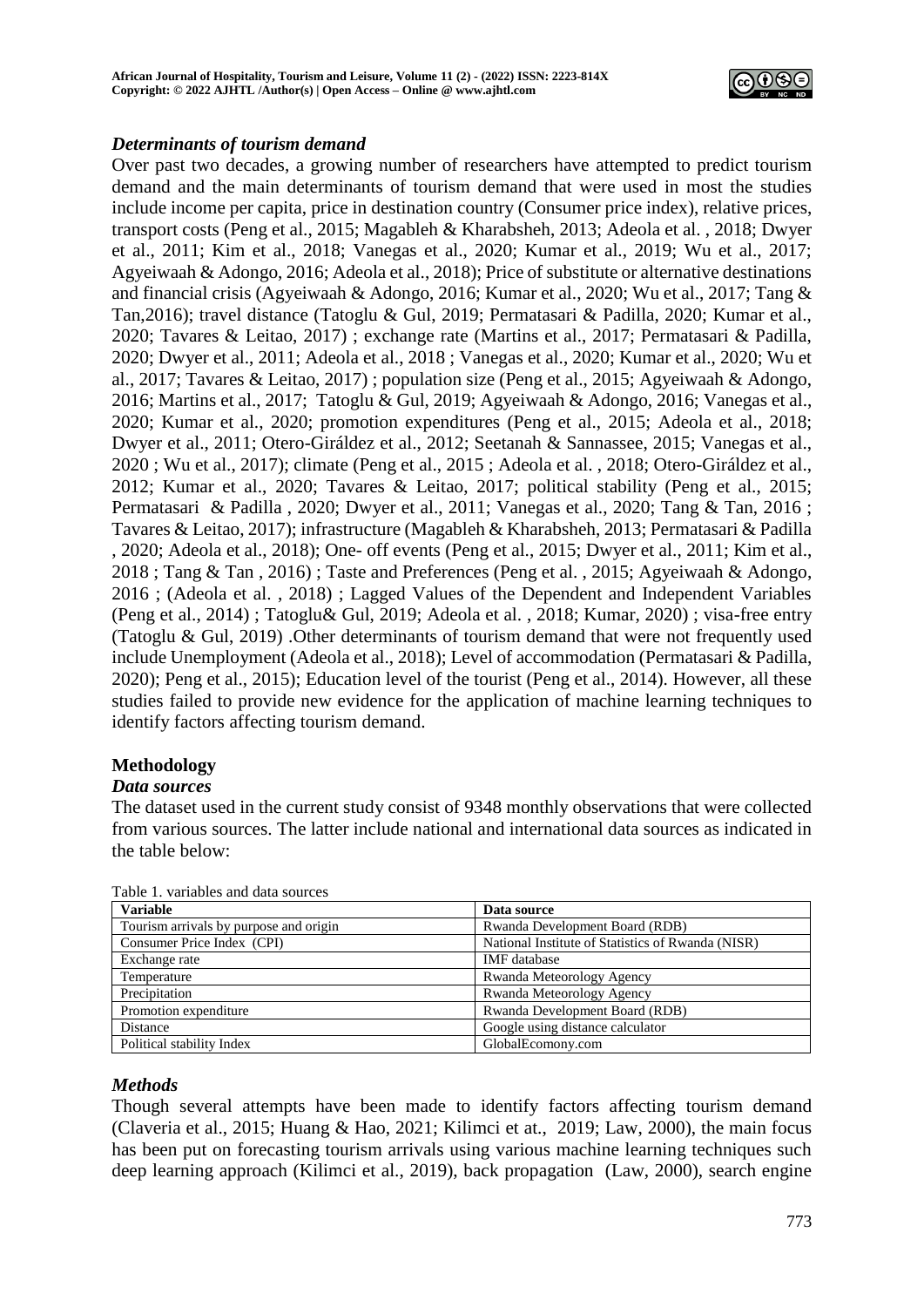### *Determinants of tourism demand*

Over past two decades, a growing number of researchers have attempted to predict tourism demand and the main determinants of tourism demand that were used in most the studies include income per capita, price in destination country (Consumer price index), relative prices, transport costs (Peng et al., 2015; Magableh & Kharabsheh, 2013; Adeola et al. , 2018; Dwyer et al., 2011; Kim et al., 2018; Vanegas et al., 2020; Kumar et al., 2019; Wu et al., 2017; Agyeiwaah & Adongo, 2016; Adeola et al., 2018); Price of substitute or alternative destinations and financial crisis (Agyeiwaah & Adongo, 2016; Kumar et al., 2020; Wu et al., 2017; Tang & Tan,2016); travel distance (Tatoglu & Gul, 2019; Permatasari & Padilla, 2020; Kumar et al., 2020; Tavares & Leitao, 2017) ; exchange rate (Martins et al., 2017; Permatasari & Padilla, 2020; Dwyer et al., 2011; Adeola et al., 2018 ; Vanegas et al., 2020; Kumar et al., 2020; Wu et al., 2017; Tavares & Leitao, 2017) ; population size (Peng et al., 2015; Agyeiwaah & Adongo, 2016; Martins et al., 2017; Tatoglu & Gul, 2019; Agyeiwaah & Adongo, 2016; Vanegas et al., 2020; Kumar et al., 2020; promotion expenditures (Peng et al., 2015; Adeola et al., 2018; Dwyer et al., 2011; Otero-Giráldez et al., 2012; Seetanah & Sannassee, 2015; Vanegas et al., 2020 ; Wu et al., 2017); climate (Peng et al., 2015 ; Adeola et al. , 2018; Otero-Giráldez et al., 2012; Kumar et al., 2020; Tavares & Leitao, 2017; political stability (Peng et al., 2015; Permatasari & Padilla , 2020; Dwyer et al., 2011; Vanegas et al., 2020; Tang & Tan, 2016 ; Tavares & Leitao, 2017); infrastructure (Magableh & Kharabsheh, 2013; Permatasari & Padilla , 2020; Adeola et al., 2018); One- off events (Peng et al., 2015; Dwyer et al., 2011; Kim et al., 2018 ; Tang & Tan , 2016) ; Taste and Preferences (Peng et al. , 2015; Agyeiwaah & Adongo, 2016 ; (Adeola et al. , 2018) ; Lagged Values of the Dependent and Independent Variables (Peng et al., 2014) ; Tatoglu& Gul, 2019; Adeola et al. , 2018; Kumar, 2020) ; visa-free entry (Tatoglu & Gul, 2019) .Other determinants of tourism demand that were not frequently used include Unemployment (Adeola et al., 2018); Level of accommodation (Permatasari & Padilla, 2020); Peng et al., 2015); Education level of the tourist (Peng et al., 2014). However, all these studies failed to provide new evidence for the application of machine learning techniques to identify factors affecting tourism demand.

## Methodology

### *Data sources*

The dataset used in the current study consist of 9348 monthly observations that were collected from various sources. The latter include national and international data sources as indicated in the table below:

Table 1. variables and data sources

| Variable | Data source |
|---|---|
| Tourism arrivals by purpose and origin | Rwanda Development Board (RDB) |
| Consumer Price Index (CPI) | National Institute of Statistics of Rwanda (NISR) |
| Exchange rate | IMF database |
| Temperature | Rwanda Meteorology Agency |
| Precipitation | Rwanda Meteorology Agency |
| Promotion expenditure | Rwanda Development Board (RDB) |
| Distance | Google using distance calculator |
| Political stability Index | GlobalEcomony.com |

### *Methods*

Though several attempts have been made to identify factors affecting tourism demand (Claveria et al., 2015; Huang & Hao, 2021; Kilimci et at., 2019; Law, 2000), the main focus has been put on forecasting tourism arrivals using various machine learning techniques such deep learning approach (Kilimci et al., 2019), back propagation (Law, 2000), search engine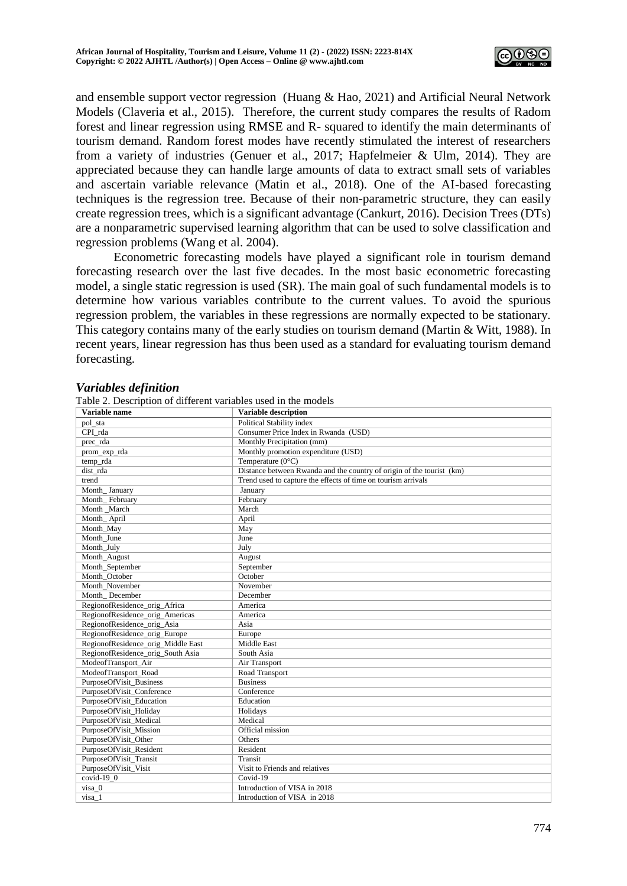and ensemble support vector regression (Huang & Hao, 2021) and Artificial Neural Network Models (Claveria et al., 2015). Therefore, the current study compares the results of Radom forest and linear regression using RMSE and R- squared to identify the main determinants of tourism demand. Random forest modes have recently stimulated the interest of researchers from a variety of industries (Genuer et al., 2017; Hapfelmeier & Ulm, 2014). They are appreciated because they can handle large amounts of data to extract small sets of variables and ascertain variable relevance (Matin et al., 2018). One of the AI-based forecasting techniques is the regression tree. Because of their non-parametric structure, they can easily create regression trees, which is a significant advantage (Cankurt, 2016). Decision Trees (DTs) are a nonparametric supervised learning algorithm that can be used to solve classification and regression problems (Wang et al. 2004).

Econometric forecasting models have played a significant role in tourism demand forecasting research over the last five decades. In the most basic econometric forecasting model, a single static regression is used (SR). The main goal of such fundamental models is to determine how various variables contribute to the current values. To avoid the spurious regression problem, the variables in these regressions are normally expected to be stationary. This category contains many of the early studies on tourism demand (Martin & Witt, 1988). In recent years, linear regression has thus been used as a standard for evaluating tourism demand forecasting.

### *Variables definition*

Table 2. Description of different variables used in the models

| Variable name | Variable description |
|---|---|
| pol_sta | Political Stability index |
| CPI_rda | Consumer Price Index in Rwanda (USD) |
| prec_rda | Monthly Precipitation (mm) |
| prom_exp_rda | Monthly promotion expenditure (USD) |
| temp_rda | Temperature (0°C) |
| dist_rda | Distance between Rwanda and the country of origin of the tourist (km) |
| trend | Trend used to capture the effects of time on tourism arrivals |
| Month_ January | January |
| Month_ February | February |
| Month _March | March |
| Month_ April | April |
| Month_May | May |
| Month_June | June |
| Month_July | July |
| Month_August | August |
| Month_September | September |
| Month_October | October |
| Month_November | November |
| Month_ December | December |
| RegionofResidence_orig_Africa | America |
| RegionofResidence_orig_Americas | America |
| RegionofResidence_orig_Asia | Asia |
| RegionofResidence_orig_Europe | Europe |
| RegionofResidence_orig_Middle East | Middle East |
| RegionofResidence_orig_South Asia | South Asia |
| ModeofTransport_Air | Air Transport |
| ModeofTransport_Road | Road Transport |
| PurposeOfVisit_Business | Business |
| PurposeOfVisit_Conference | Conference |
| PurposeOfVisit_Education | Education |
| PurposeOfVisit_Holiday | Holidays |
| PurposeOfVisit_Medical | Medical |
| PurposeOfVisit_Mission | Official mission |
| PurposeOfVisit_Other | Others |
| PurposeOfVisit_Resident | Resident |
| PurposeOfVisit_Transit | Transit |
| PurposeOfVisit_Visit | Visit to Friends and relatives |
| covid-19_0 | Covid-19 |
| visa_0 | Introduction of VISA in 2018 |
| visa_1 | Introduction of VISA in 2018 |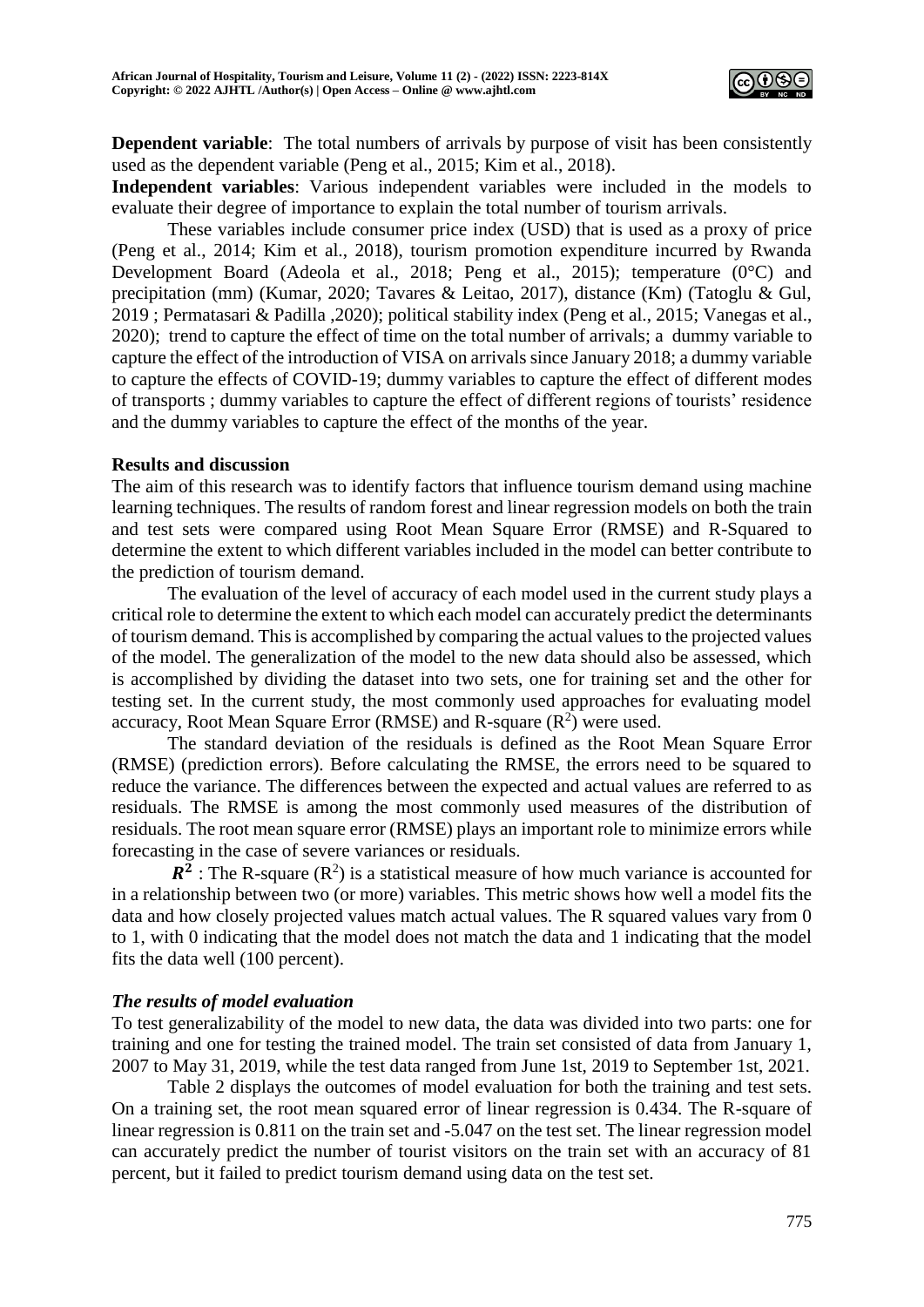**Dependent variable**: The total numbers of arrivals by purpose of visit has been consistently used as the dependent variable (Peng et al., 2015; Kim et al., 2018).

**Independent variables**: Various independent variables were included in the models to evaluate their degree of importance to explain the total number of tourism arrivals.

These variables include consumer price index (USD) that is used as a proxy of price (Peng et al., 2014; Kim et al., 2018), tourism promotion expenditure incurred by Rwanda Development Board (Adeola et al., 2018; Peng et al., 2015); temperature (0°C) and precipitation (mm) (Kumar, 2020; Tavares & Leitao, 2017), distance (Km) (Tatoglu & Gul, 2019 ; Permatasari & Padilla ,2020); political stability index (Peng et al., 2015; Vanegas et al., 2020); trend to capture the effect of time on the total number of arrivals; a dummy variable to capture the effect of the introduction of VISA on arrivals since January 2018; a dummy variable to capture the effects of COVID-19; dummy variables to capture the effect of different modes of transports ; dummy variables to capture the effect of different regions of tourists' residence and the dummy variables to capture the effect of the months of the year.

**Results and discussion**

The aim of this research was to identify factors that influence tourism demand using machine learning techniques. The results of random forest and linear regression models on both the train and test sets were compared using Root Mean Square Error (RMSE) and R-Squared to determine the extent to which different variables included in the model can better contribute to the prediction of tourism demand.

The evaluation of the level of accuracy of each model used in the current study plays a critical role to determine the extent to which each model can accurately predict the determinants of tourism demand. This is accomplished by comparing the actual values to the projected values of the model. The generalization of the model to the new data should also be assessed, which is accomplished by dividing the dataset into two sets, one for training set and the other for testing set. In the current study, the most commonly used approaches for evaluating model accuracy, Root Mean Square Error (RMSE) and R-square ($R^2$) were used.

The standard deviation of the residuals is defined as the Root Mean Square Error (RMSE) (prediction errors). Before calculating the RMSE, the errors need to be squared to reduce the variance. The differences between the expected and actual values are referred to as residuals. The RMSE is among the most commonly used measures of the distribution of residuals. The root mean square error (RMSE) plays an important role to minimize errors while forecasting in the case of severe variances or residuals.

$\boldsymbol{R^2}$ : The R-square ($R^2$) is a statistical measure of how much variance is accounted for in a relationship between two (or more) variables. This metric shows how well a model fits the data and how closely projected values match actual values. The R squared values vary from 0 to 1, with 0 indicating that the model does not match the data and 1 indicating that the model fits the data well (100 percent).

***The results of model evaluation***

To test generalizability of the model to new data, the data was divided into two parts: one for training and one for testing the trained model. The train set consisted of data from January 1, 2007 to May 31, 2019, while the test data ranged from June 1st, 2019 to September 1st, 2021.

Table 2 displays the outcomes of model evaluation for both the training and test sets. On a training set, the root mean squared error of linear regression is 0.434. The R-square of linear regression is 0.811 on the train set and -5.047 on the test set. The linear regression model can accurately predict the number of tourist visitors on the train set with an accuracy of 81 percent, but it failed to predict tourism demand using data on the test set.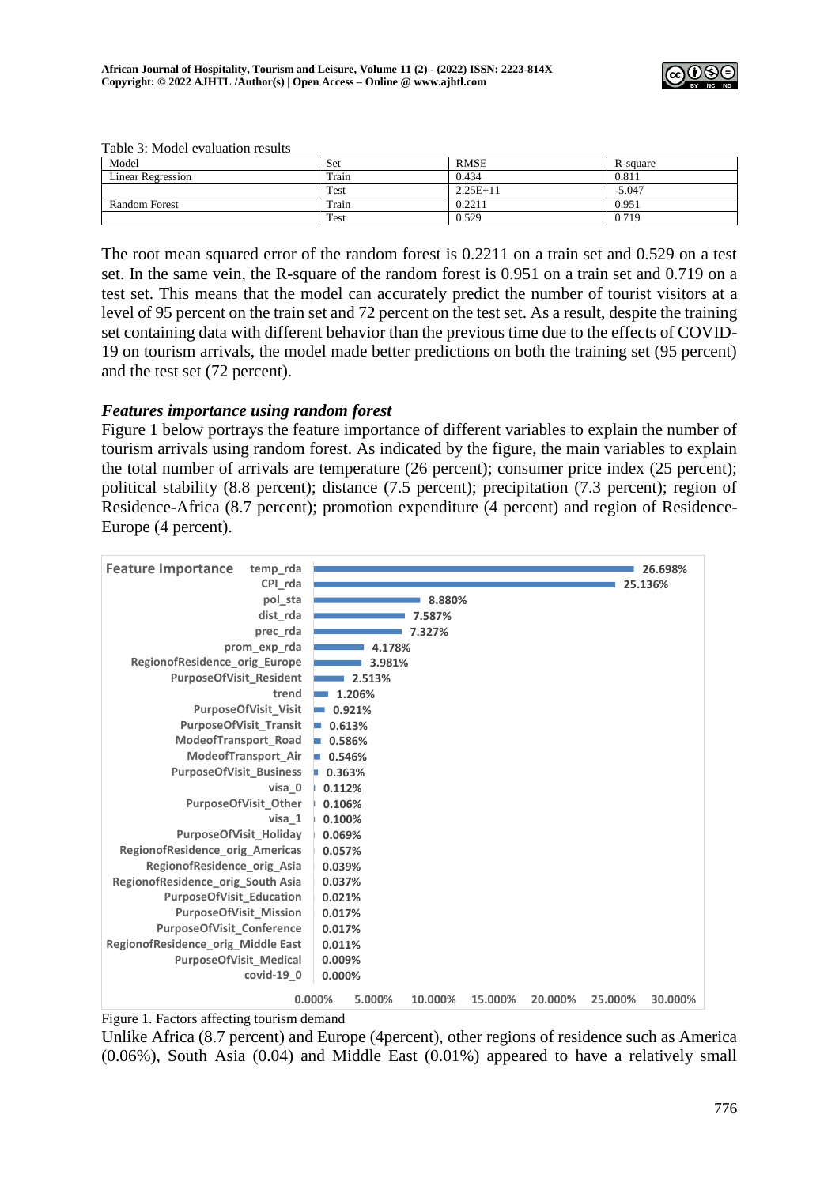Table 3: Model evaluation results

| Model | Set | RMSE | R-square |
|---|---|---|---|
| Linear Regression | Train | 0.434 | 0.811 |
| | Test | 2.25E+11 | -5.047 |
| Random Forest | Train | 0.2211 | 0.951 |
| | Test | 0.529 | 0.719 |

The root mean squared error of the random forest is 0.2211 on a train set and 0.529 on a test set. In the same vein, the R-square of the random forest is 0.951 on a train set and 0.719 on a test set. This means that the model can accurately predict the number of tourist visitors at a level of 95 percent on the train set and 72 percent on the test set. As a result, despite the training set containing data with different behavior than the previous time due to the effects of COVID-19 on tourism arrivals, the model made better predictions on both the training set (95 percent) and the test set (72 percent).

### *Features importance using random forest*

Figure 1 below portrays the feature importance of different variables to explain the number of tourism arrivals using random forest. As indicated by the figure, the main variables to explain the total number of arrivals are temperature (26 percent); consumer price index (25 percent); political stability (8.8 percent); distance (7.5 percent); precipitation (7.3 percent); region of Residence-Africa (8.7 percent); promotion expenditure (4 percent) and region of Residence-Europe (4 percent).

**Feature Importance**

| Feature | Importance |
|---|---|
| temp_rda | 26.698% |
| CPI_rda | 25.136% |
| pol_sta | 8.880% |
| dist_rda | 7.587% |
| prec_rda | 7.327% |
| prom_exp_rda | 4.178% |
| RegionofResidence_orig_Europe | 3.981% |
| PurposeOfVisit_Resident | 2.513% |
| trend | 1.206% |
| PurposeOfVisit_Visit | 0.921% |
| PurposeOfVisit_Transit | 0.613% |
| ModeofTransport_Road | 0.586% |
| ModeofTransport_Air | 0.546% |
| PurposeOfVisit_Business | 0.363% |
| visa_0 | 0.112% |
| PurposeOfVisit_Other | 0.106% |
| visa_1 | 0.100% |
| PurposeOfVisit_Holiday | 0.069% |
| RegionofResidence_orig_Americas | 0.057% |
| RegionofResidence_orig_Asia | 0.039% |
| RegionofResidence_orig_South Asia | 0.037% |
| PurposeOfVisit_Education | 0.021% |
| PurposeOfVisit_Mission | 0.017% |
| PurposeOfVisit_Conference | 0.017% |
| RegionofResidence_orig_Middle East | 0.011% |
| PurposeOfVisit_Medical | 0.009% |
| covid-19_0 | 0.000% |

Figure 1. Factors affecting tourism demand

Unlike Africa (8.7 percent) and Europe (4percent), other regions of residence such as America (0.06%), South Asia (0.04) and Middle East (0.01%) appeared to have a relatively small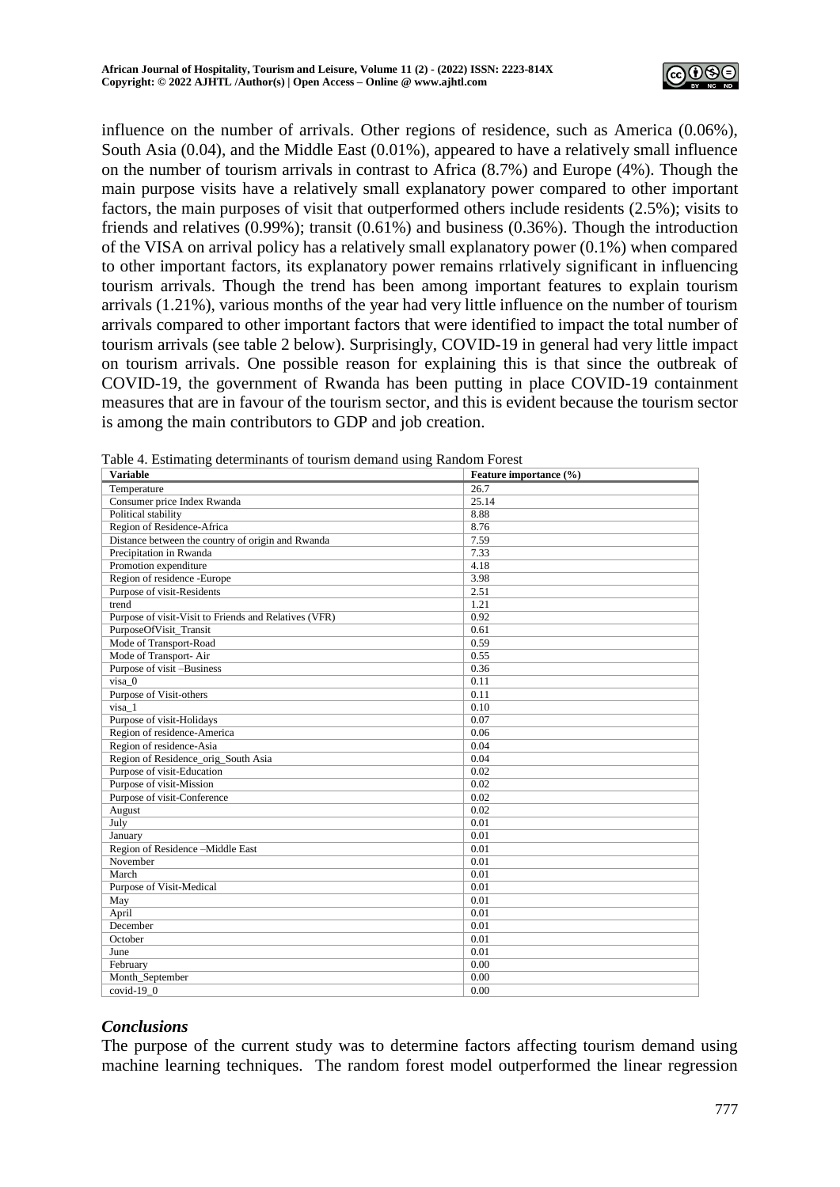influence on the number of arrivals. Other regions of residence, such as America (0.06%), South Asia (0.04), and the Middle East (0.01%), appeared to have a relatively small influence on the number of tourism arrivals in contrast to Africa (8.7%) and Europe (4%). Though the main purpose visits have a relatively small explanatory power compared to other important factors, the main purposes of visit that outperformed others include residents (2.5%); visits to friends and relatives (0.99%); transit (0.61%) and business (0.36%). Though the introduction of the VISA on arrival policy has a relatively small explanatory power (0.1%) when compared to other important factors, its explanatory power remains rrlatively significant in influencing tourism arrivals. Though the trend has been among important features to explain tourism arrivals (1.21%), various months of the year had very little influence on the number of tourism arrivals compared to other important factors that were identified to impact the total number of tourism arrivals (see table 2 below). Surprisingly, COVID-19 in general had very little impact on tourism arrivals. One possible reason for explaining this is that since the outbreak of COVID-19, the government of Rwanda has been putting in place COVID-19 containment measures that are in favour of the tourism sector, and this is evident because the tourism sector is among the main contributors to GDP and job creation.

Table 4. Estimating determinants of tourism demand using Random Forest

| Variable | Feature importance (%) |
|---|---|
| Temperature | 26.7 |
| Consumer price Index Rwanda | 25.14 |
| Political stability | 8.88 |
| Region of Residence-Africa | 8.76 |
| Distance between the country of origin and Rwanda | 7.59 |
| Precipitation in Rwanda | 7.33 |
| Promotion expenditure | 4.18 |
| Region of residence -Europe | 3.98 |
| Purpose of visit-Residents | 2.51 |
| trend | 1.21 |
| Purpose of visit-Visit to Friends and Relatives (VFR) | 0.92 |
| PurposeOfVisit_Transit | 0.61 |
| Mode of Transport-Road | 0.59 |
| Mode of Transport- Air | 0.55 |
| Purpose of visit –Business | 0.36 |
| visa_0 | 0.11 |
| Purpose of Visit-others | 0.11 |
| visa_1 | 0.10 |
| Purpose of visit-Holidays | 0.07 |
| Region of residence-America | 0.06 |
| Region of residence-Asia | 0.04 |
| Region of Residence_orig_South Asia | 0.04 |
| Purpose of visit-Education | 0.02 |
| Purpose of visit-Mission | 0.02 |
| Purpose of visit-Conference | 0.02 |
| August | 0.02 |
| July | 0.01 |
| January | 0.01 |
| Region of Residence –Middle East | 0.01 |
| November | 0.01 |
| March | 0.01 |
| Purpose of Visit-Medical | 0.01 |
| May | 0.01 |
| April | 0.01 |
| December | 0.01 |
| October | 0.01 |
| June | 0.01 |
| February | 0.00 |
| Month_September | 0.00 |
| covid-19_0 | 0.00 |

### *Conclusions*

The purpose of the current study was to determine factors affecting tourism demand using machine learning techniques. The random forest model outperformed the linear regression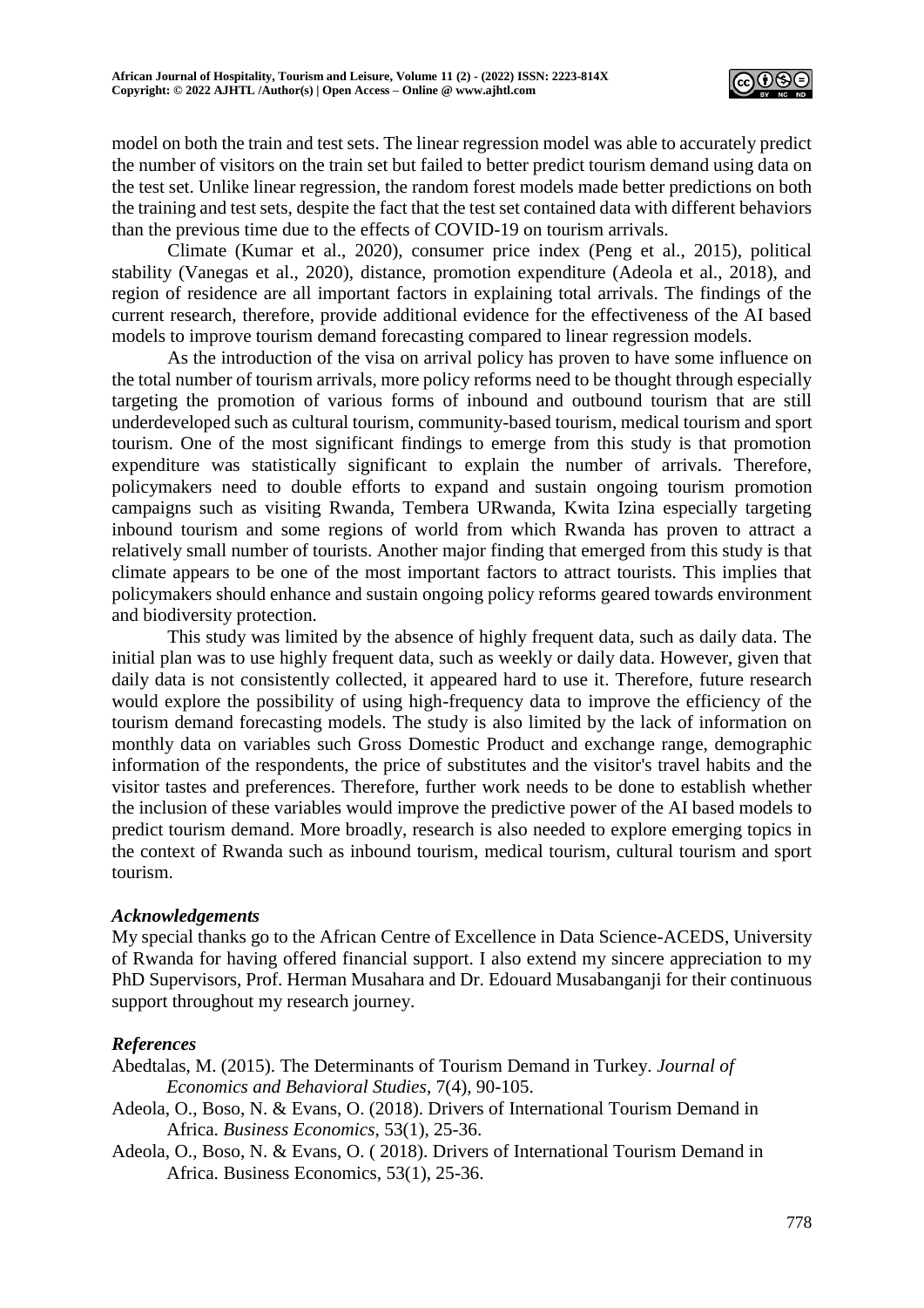model on both the train and test sets. The linear regression model was able to accurately predict the number of visitors on the train set but failed to better predict tourism demand using data on the test set. Unlike linear regression, the random forest models made better predictions on both the training and test sets, despite the fact that the test set contained data with different behaviors than the previous time due to the effects of COVID-19 on tourism arrivals.

Climate (Kumar et al., 2020), consumer price index (Peng et al., 2015), political stability (Vanegas et al., 2020), distance, promotion expenditure (Adeola et al., 2018), and region of residence are all important factors in explaining total arrivals. The findings of the current research, therefore, provide additional evidence for the effectiveness of the AI based models to improve tourism demand forecasting compared to linear regression models.

As the introduction of the visa on arrival policy has proven to have some influence on the total number of tourism arrivals, more policy reforms need to be thought through especially targeting the promotion of various forms of inbound and outbound tourism that are still underdeveloped such as cultural tourism, community-based tourism, medical tourism and sport tourism. One of the most significant findings to emerge from this study is that promotion expenditure was statistically significant to explain the number of arrivals. Therefore, policymakers need to double efforts to expand and sustain ongoing tourism promotion campaigns such as visiting Rwanda, Tembera URwanda, Kwita Izina especially targeting inbound tourism and some regions of world from which Rwanda has proven to attract a relatively small number of tourists. Another major finding that emerged from this study is that climate appears to be one of the most important factors to attract tourists. This implies that policymakers should enhance and sustain ongoing policy reforms geared towards environment and biodiversity protection.

This study was limited by the absence of highly frequent data, such as daily data. The initial plan was to use highly frequent data, such as weekly or daily data. However, given that daily data is not consistently collected, it appeared hard to use it. Therefore, future research would explore the possibility of using high-frequency data to improve the efficiency of the tourism demand forecasting models. The study is also limited by the lack of information on monthly data on variables such Gross Domestic Product and exchange range, demographic information of the respondents, the price of substitutes and the visitor's travel habits and the visitor tastes and preferences. Therefore, further work needs to be done to establish whether the inclusion of these variables would improve the predictive power of the AI based models to predict tourism demand. More broadly, research is also needed to explore emerging topics in the context of Rwanda such as inbound tourism, medical tourism, cultural tourism and sport tourism.

### *Acknowledgements*

My special thanks go to the African Centre of Excellence in Data Science-ACEDS, University of Rwanda for having offered financial support. I also extend my sincere appreciation to my PhD Supervisors, Prof. Herman Musahara and Dr. Edouard Musabanganji for their continuous support throughout my research journey.

### *References*

Abedtalas, M. (2015). The Determinants of Tourism Demand in Turkey. *Journal of Economics and Behavioral Studies*, 7(4), 90-105.

Adeola, O., Boso, N. & Evans, O. (2018). Drivers of International Tourism Demand in Africa. *Business Economics*, 53(1), 25-36.

Adeola, O., Boso, N. & Evans, O. ( 2018). Drivers of International Tourism Demand in Africa. Business Economics, 53(1), 25-36.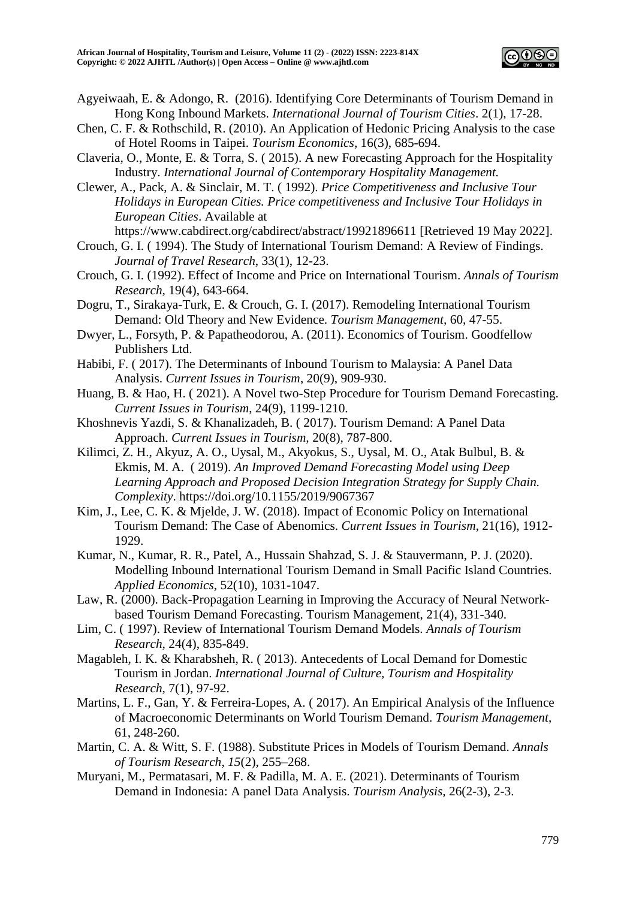Agyeiwaah, E. & Adongo, R. (2016). Identifying Core Determinants of Tourism Demand in Hong Kong Inbound Markets. *International Journal of Tourism Cities*. 2(1), 17-28.

Chen, C. F. & Rothschild, R. (2010). An Application of Hedonic Pricing Analysis to the case of Hotel Rooms in Taipei. *Tourism Economics*, 16(3), 685-694.

Claveria, O., Monte, E. & Torra, S. ( 2015). A new Forecasting Approach for the Hospitality Industry. *International Journal of Contemporary Hospitality Management.*

Clewer, A., Pack, A. & Sinclair, M. T. ( 1992). *Price Competitiveness and Inclusive Tour Holidays in European Cities. Price competitiveness and Inclusive Tour Holidays in European Cities*. Available at https://www.cabdirect.org/cabdirect/abstract/19921896611 [Retrieved 19 May 2022].

Crouch, G. I. ( 1994). The Study of International Tourism Demand: A Review of Findings. *Journal of Travel Research*, 33(1), 12-23.

Crouch, G. I. (1992). Effect of Income and Price on International Tourism. *Annals of Tourism Research,* 19(4), 643-664.

Dogru, T., Sirakaya-Turk, E. & Crouch, G. I. (2017). Remodeling International Tourism Demand: Old Theory and New Evidence. *Tourism Management,* 60, 47-55.

Dwyer, L., Forsyth, P. & Papatheodorou, A. (2011). Economics of Tourism. Goodfellow Publishers Ltd.

Habibi, F. ( 2017). The Determinants of Inbound Tourism to Malaysia: A Panel Data Analysis. *Current Issues in Tourism*, 20(9), 909-930.

Huang, B. & Hao, H. ( 2021). A Novel two-Step Procedure for Tourism Demand Forecasting. *Current Issues in Tourism*, 24(9), 1199-1210.

Khoshnevis Yazdi, S. & Khanalizadeh, B. ( 2017). Tourism Demand: A Panel Data Approach. *Current Issues in Tourism,* 20(8), 787-800.

Kilimci, Z. H., Akyuz, A. O., Uysal, M., Akyokus, S., Uysal, M. O., Atak Bulbul, B. & Ekmis, M. A. ( 2019). *An Improved Demand Forecasting Model using Deep Learning Approach and Proposed Decision Integration Strategy for Supply Chain. Complexity*. https://doi.org/10.1155/2019/9067367

Kim, J., Lee, C. K. & Mjelde, J. W. (2018). Impact of Economic Policy on International Tourism Demand: The Case of Abenomics. *Current Issues in Tourism*, 21(16), 1912-1929.

Kumar, N., Kumar, R. R., Patel, A., Hussain Shahzad, S. J. & Stauvermann, P. J. (2020). Modelling Inbound International Tourism Demand in Small Pacific Island Countries. *Applied Economics*, 52(10), 1031-1047.

Law, R. (2000). Back-Propagation Learning in Improving the Accuracy of Neural Network-based Tourism Demand Forecasting. Tourism Management, 21(4), 331-340.

Lim, C. ( 1997). Review of International Tourism Demand Models. *Annals of Tourism Research*, 24(4), 835-849.

Magableh, I. K. & Kharabsheh, R. ( 2013). Antecedents of Local Demand for Domestic Tourism in Jordan. *International Journal of Culture, Tourism and Hospitality Research*, 7(1), 97-92.

Martins, L. F., Gan, Y. & Ferreira-Lopes, A. ( 2017). An Empirical Analysis of the Influence of Macroeconomic Determinants on World Tourism Demand. *Tourism Management*, 61, 248-260.

Martin, C. A. & Witt, S. F. (1988). Substitute Prices in Models of Tourism Demand. *Annals of Tourism Research*, *15*(2), 255–268.

Muryani, M., Permatasari, M. F. & Padilla, M. A. E. (2021). Determinants of Tourism Demand in Indonesia: A panel Data Analysis. *Tourism Analysis,* 26(2-3), 2-3.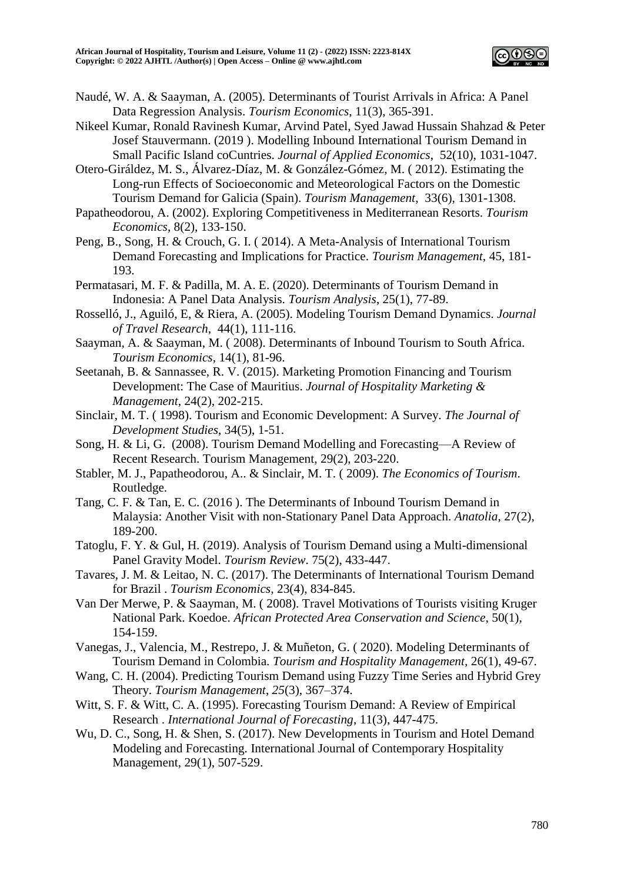Naudé, W. A. & Saayman, A. (2005). Determinants of Tourist Arrivals in Africa: A Panel Data Regression Analysis. *Tourism Economics*, 11(3), 365-391.

Nikeel Kumar, Ronald Ravinesh Kumar, Arvind Patel, Syed Jawad Hussain Shahzad & Peter Josef Stauvermann. (2019 ). Modelling Inbound International Tourism Demand in Small Pacific Island coCuntries. *Journal of Applied Economics*, 52(10), 1031-1047.

Otero-Giráldez, M. S., Álvarez-Díaz, M. & González-Gómez, M. ( 2012). Estimating the Long-run Effects of Socioeconomic and Meteorological Factors on the Domestic Tourism Demand for Galicia (Spain). *Tourism Management*, 33(6), 1301-1308.

Papatheodorou, A. (2002). Exploring Competitiveness in Mediterranean Resorts. *Tourism Economics*, 8(2), 133-150.

Peng, B., Song, H. & Crouch, G. I. ( 2014). A Meta-Analysis of International Tourism Demand Forecasting and Implications for Practice. *Tourism Management*, 45, 181-193.

Permatasari, M. F. & Padilla, M. A. E. (2020). Determinants of Tourism Demand in Indonesia: A Panel Data Analysis. *Tourism Analysis*, 25(1), 77-89.

Rosselló, J., Aguiló, E, & Riera, A. (2005). Modeling Tourism Demand Dynamics. *Journal of Travel Research*, 44(1), 111-116.

Saayman, A. & Saayman, M. ( 2008). Determinants of Inbound Tourism to South Africa. *Tourism Economics*, 14(1), 81-96.

Seetanah, B. & Sannassee, R. V. (2015). Marketing Promotion Financing and Tourism Development: The Case of Mauritius. *Journal of Hospitality Marketing & Management*, 24(2), 202-215.

Sinclair, M. T. ( 1998). Tourism and Economic Development: A Survey. *The Journal of Development Studies*, 34(5), 1-51.

Song, H. & Li, G. (2008). Tourism Demand Modelling and Forecasting—A Review of Recent Research. Tourism Management, 29(2), 203-220.

Stabler, M. J., Papatheodorou, A.. & Sinclair, M. T. ( 2009). *The Economics of Tourism*. Routledge.

Tang, C. F. & Tan, E. C. (2016 ). The Determinants of Inbound Tourism Demand in Malaysia: Another Visit with non-Stationary Panel Data Approach. *Anatolia*, 27(2), 189-200.

Tatoglu, F. Y. & Gul, H. (2019). Analysis of Tourism Demand using a Multi-dimensional Panel Gravity Model. *Tourism Review*. 75(2), 433-447.

Tavares, J. M. & Leitao, N. C. (2017). The Determinants of International Tourism Demand for Brazil . *Tourism Economics*, 23(4), 834-845.

Van Der Merwe, P. & Saayman, M. ( 2008). Travel Motivations of Tourists visiting Kruger National Park. Koedoe. *African Protected Area Conservation and Science*, 50(1), 154-159.

Vanegas, J., Valencia, M., Restrepo, J. & Muñeton, G. ( 2020). Modeling Determinants of Tourism Demand in Colombia. *Tourism and Hospitality Management*, 26(1), 49-67.

Wang, C. H. (2004). Predicting Tourism Demand using Fuzzy Time Series and Hybrid Grey Theory. *Tourism Management*, *25*(3), 367–374.

Witt, S. F. & Witt, C. A. (1995). Forecasting Tourism Demand: A Review of Empirical Research . *International Journal of Forecasting*, 11(3), 447-475.

Wu, D. C., Song, H. & Shen, S. (2017). New Developments in Tourism and Hotel Demand Modeling and Forecasting. International Journal of Contemporary Hospitality Management, 29(1), 507-529.